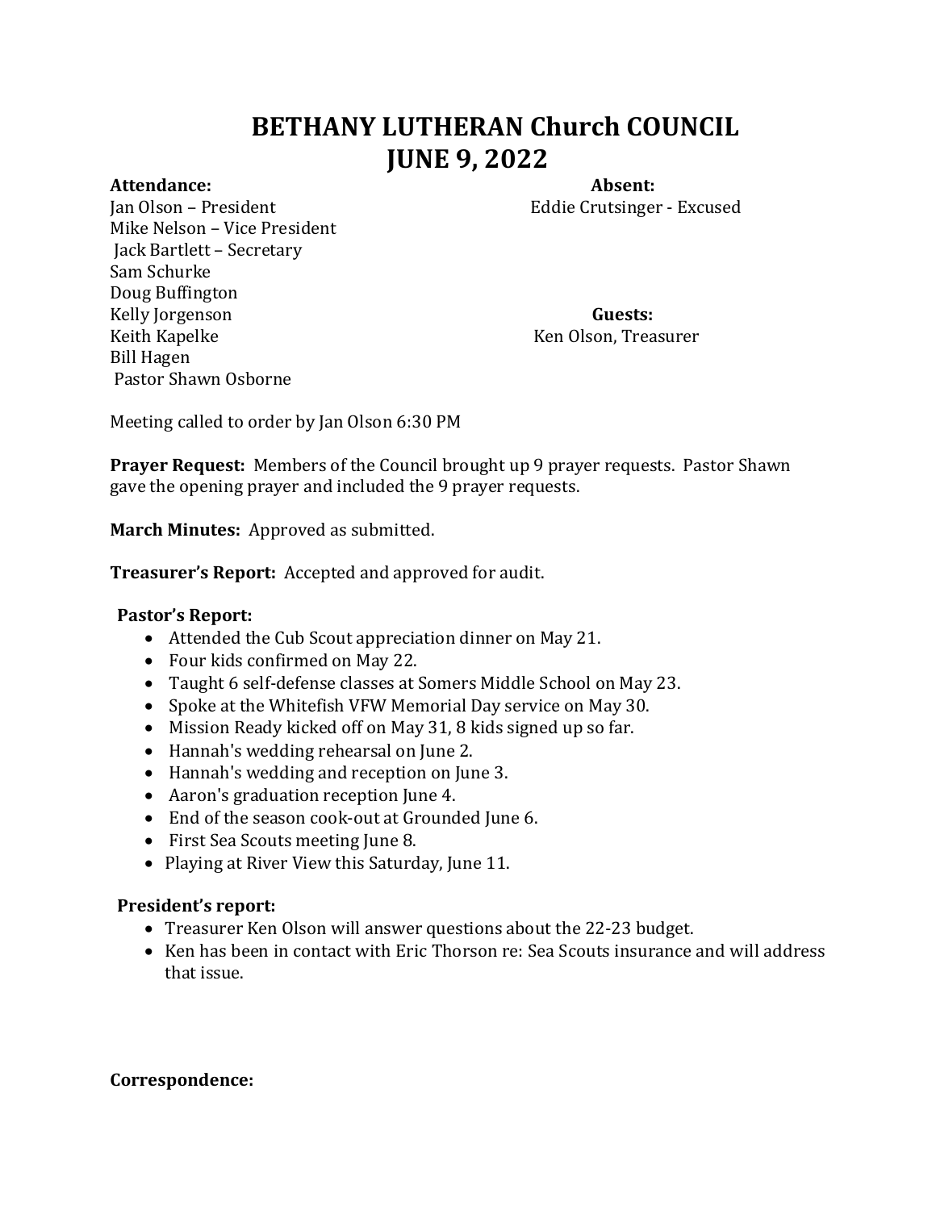# BETHANY LUTHERAN Church COUNCIL
# JUNE 9, 2022

**Attendance:**

Jan Olson – President
Mike Nelson – Vice President
Jack Bartlett – Secretary
Sam Schurke
Doug Buffington
Kelly Jorgenson
Keith Kapelke
Bill Hagen
Pastor Shawn Osborne

**Absent:**

Eddie Crutsinger - Excused

**Guests:**

Ken Olson, Treasurer

Meeting called to order by Jan Olson 6:30 PM

**Prayer Request:** Members of the Council brought up 9 prayer requests. Pastor Shawn gave the opening prayer and included the 9 prayer requests.

**March Minutes:** Approved as submitted.

**Treasurer's Report:** Accepted and approved for audit.

**Pastor's Report:**

- Attended the Cub Scout appreciation dinner on May 21.
- Four kids confirmed on May 22.
- Taught 6 self-defense classes at Somers Middle School on May 23.
- Spoke at the Whitefish VFW Memorial Day service on May 30.
- Mission Ready kicked off on May 31, 8 kids signed up so far.
- Hannah's wedding rehearsal on June 2.
- Hannah's wedding and reception on June 3.
- Aaron's graduation reception June 4.
- End of the season cook-out at Grounded June 6.
- First Sea Scouts meeting June 8.
- Playing at River View this Saturday, June 11.

**President's report:**

- Treasurer Ken Olson will answer questions about the 22-23 budget.
- Ken has been in contact with Eric Thorson re: Sea Scouts insurance and will address that issue.

**Correspondence:**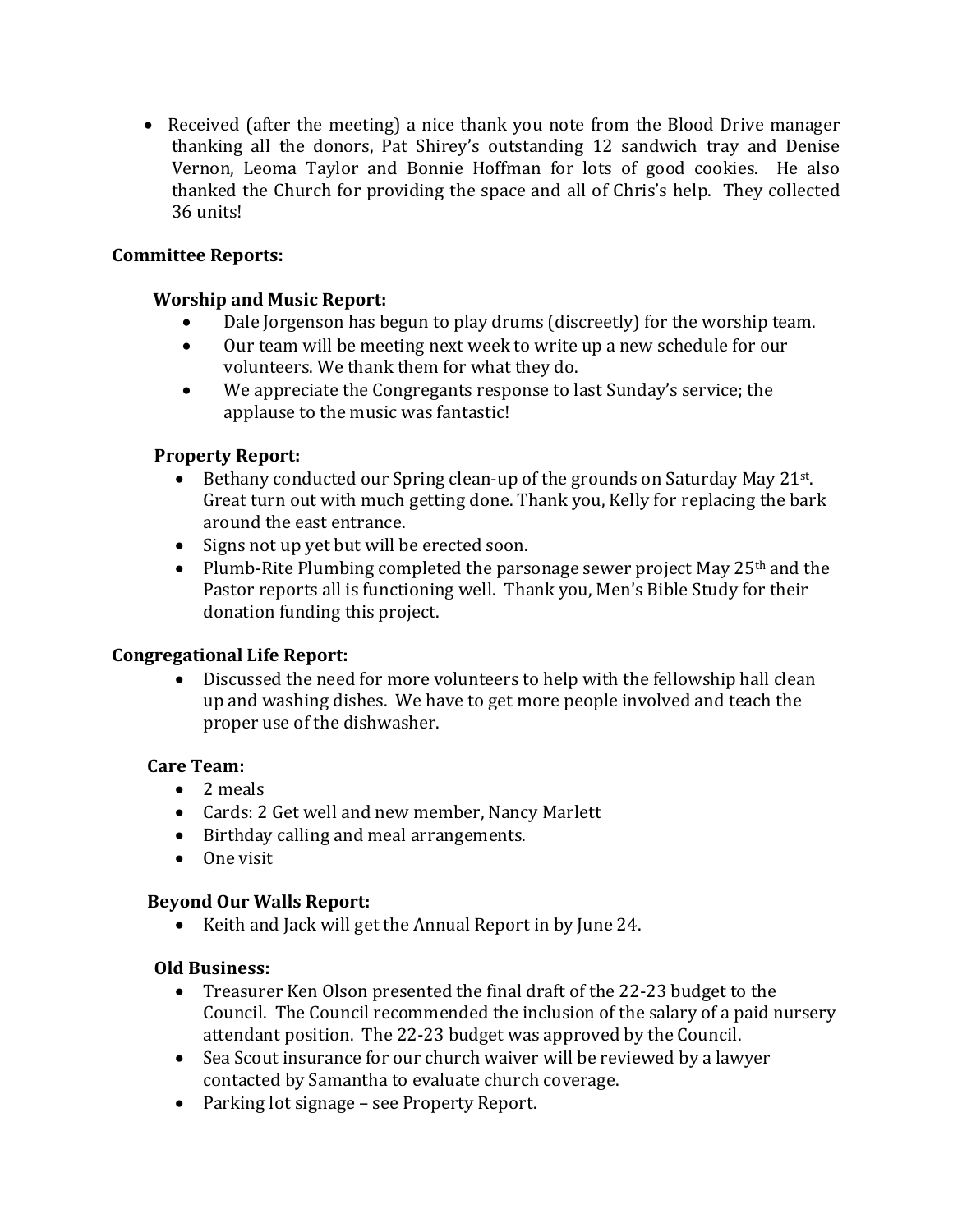- Received (after the meeting) a nice thank you note from the Blood Drive manager thanking all the donors, Pat Shirey's outstanding 12 sandwich tray and Denise Vernon, Leoma Taylor and Bonnie Hoffman for lots of good cookies. He also thanked the Church for providing the space and all of Chris's help. They collected 36 units!

**Committee Reports:**

**Worship and Music Report:**

- Dale Jorgenson has begun to play drums (discreetly) for the worship team.
- Our team will be meeting next week to write up a new schedule for our volunteers. We thank them for what they do.
- We appreciate the Congregants response to last Sunday's service; the applause to the music was fantastic!

**Property Report:**

- Bethany conducted our Spring clean-up of the grounds on Saturday May 21st. Great turn out with much getting done. Thank you, Kelly for replacing the bark around the east entrance.
- Signs not up yet but will be erected soon.
- Plumb-Rite Plumbing completed the parsonage sewer project May 25th and the Pastor reports all is functioning well. Thank you, Men's Bible Study for their donation funding this project.

**Congregational Life Report:**

- Discussed the need for more volunteers to help with the fellowship hall clean up and washing dishes. We have to get more people involved and teach the proper use of the dishwasher.

**Care Team:**

- 2 meals
- Cards: 2 Get well and new member, Nancy Marlett
- Birthday calling and meal arrangements.
- One visit

**Beyond Our Walls Report:**

- Keith and Jack will get the Annual Report in by June 24.

**Old Business:**

- Treasurer Ken Olson presented the final draft of the 22-23 budget to the Council. The Council recommended the inclusion of the salary of a paid nursery attendant position. The 22-23 budget was approved by the Council.
- Sea Scout insurance for our church waiver will be reviewed by a lawyer contacted by Samantha to evaluate church coverage.
- Parking lot signage – see Property Report.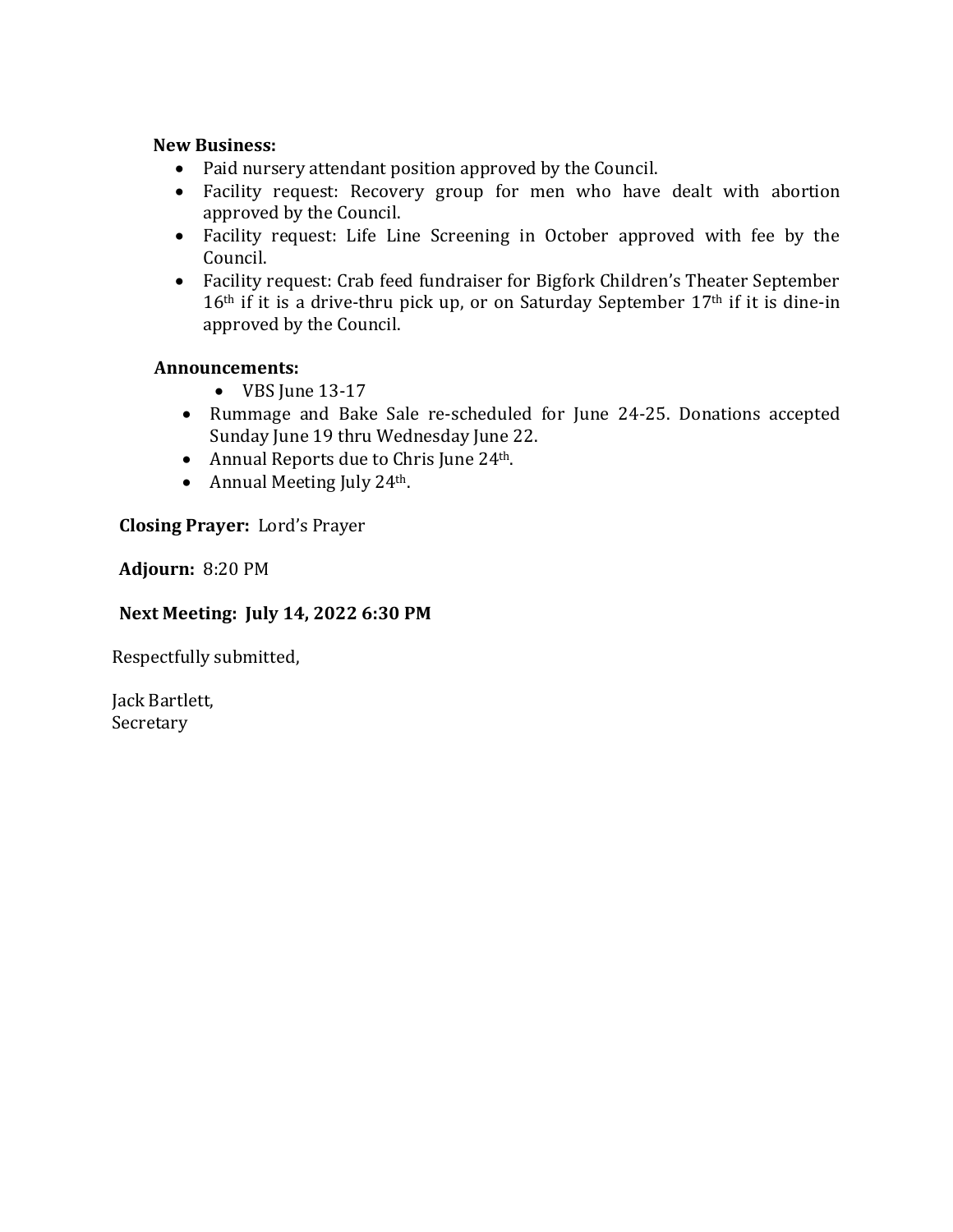**New Business:**

- Paid nursery attendant position approved by the Council.
- Facility request: Recovery group for men who have dealt with abortion approved by the Council.
- Facility request: Life Line Screening in October approved with fee by the Council.
- Facility request: Crab feed fundraiser for Bigfork Children's Theater September 16th if it is a drive-thru pick up, or on Saturday September 17th if it is dine-in approved by the Council.

**Announcements:**

- VBS June 13-17
- Rummage and Bake Sale re-scheduled for June 24-25. Donations accepted Sunday June 19 thru Wednesday June 22.
- Annual Reports due to Chris June 24th.
- Annual Meeting July 24th.

**Closing Prayer:** Lord's Prayer

**Adjourn:** 8:20 PM

**Next Meeting: July 14, 2022 6:30 PM**

Respectfully submitted,

Jack Bartlett,
Secretary